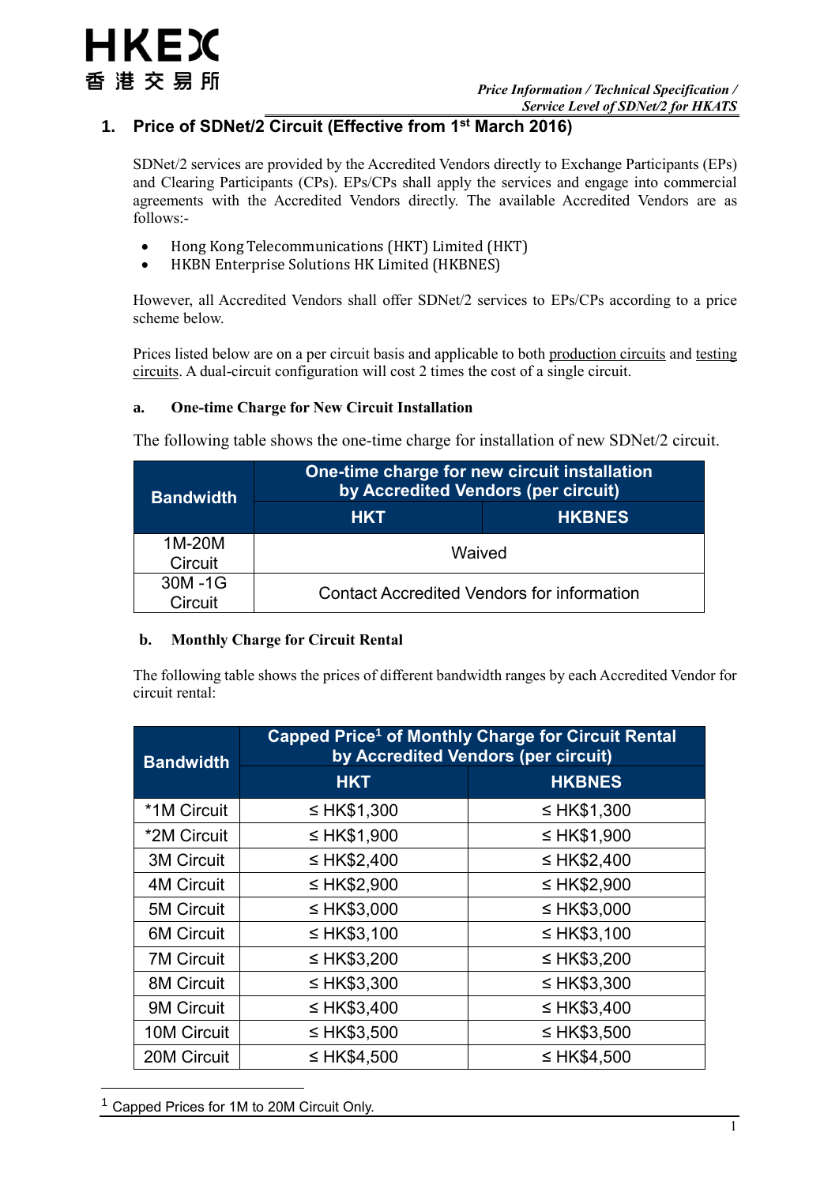## 1. Price of SDNet/2 Circuit (Effective from 1st March 2016)

SDNet/2 services are provided by the Accredited Vendors directly to Exchange Participants (EPs) and Clearing Participants (CPs). EPs/CPs shall apply the services and engage into commercial agreements with the Accredited Vendors directly. The available Accredited Vendors are as follows:-

- Hong Kong Telecommunications (HKT) Limited (HKT)
- HKBN Enterprise Solutions HK Limited (HKBNES)

However, all Accredited Vendors shall offer SDNet/2 services to EPs/CPs according to a price scheme below.

Prices listed below are on a per circuit basis and applicable to both production circuits and testing circuits. A dual-circuit configuration will cost 2 times the cost of a single circuit.

### a. One-time Charge for New Circuit Installation

The following table shows the one-time charge for installation of new SDNet/2 circuit.

| Bandwidth | One-time charge for new circuit installation by Accredited Vendors (per circuit) | |
|---|---|---|
| | HKT | HKBNES |
| 1M-20M Circuit | Waived | |
| 30M -1G Circuit | Contact Accredited Vendors for information | |

### b. Monthly Charge for Circuit Rental

The following table shows the prices of different bandwidth ranges by each Accredited Vendor for circuit rental:

| Bandwidth | Capped Price[1] of Monthly Charge for Circuit Rental by Accredited Vendors (per circuit) | |
|---|---|---|
| | HKT | HKBNES |
| *1M Circuit | ≤ HK$1,300 | ≤ HK$1,300 |
| *2M Circuit | ≤ HK$1,900 | ≤ HK$1,900 |
| 3M Circuit | ≤ HK$2,400 | ≤ HK$2,400 |
| 4M Circuit | ≤ HK$2,900 | ≤ HK$2,900 |
| 5M Circuit | ≤ HK$3,000 | ≤ HK$3,000 |
| 6M Circuit | ≤ HK$3,100 | ≤ HK$3,100 |
| 7M Circuit | ≤ HK$3,200 | ≤ HK$3,200 |
| 8M Circuit | ≤ HK$3,300 | ≤ HK$3,300 |
| 9M Circuit | ≤ HK$3,400 | ≤ HK$3,400 |
| 10M Circuit | ≤ HK$3,500 | ≤ HK$3,500 |
| 20M Circuit | ≤ HK$4,500 | ≤ HK$4,500 |

[1] Capped Prices for 1M to 20M Circuit Only.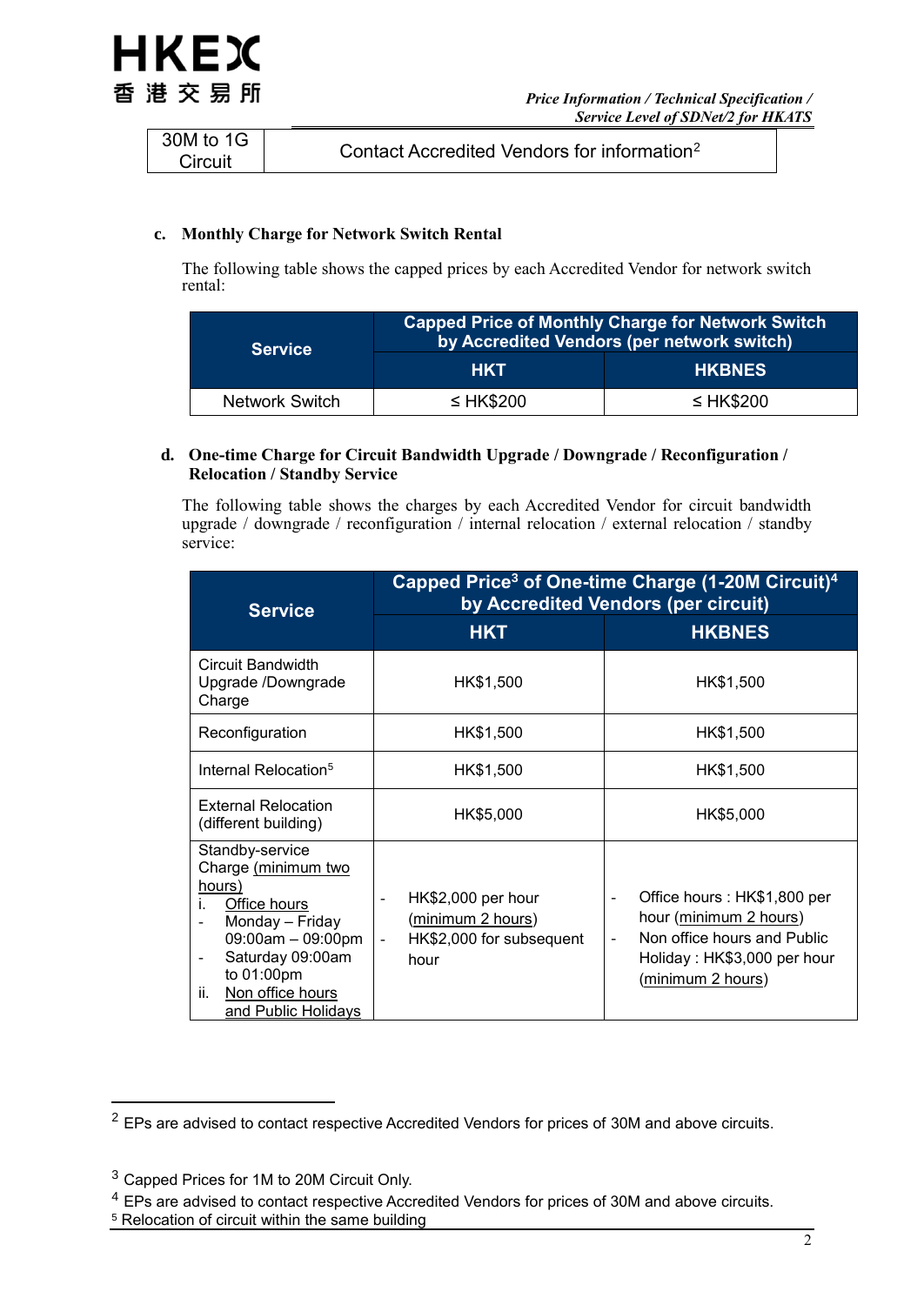| 30M to 1G Circuit | Contact Accredited Vendors for information[2] |
|---|---|

c. **Monthly Charge for Network Switch Rental**

The following table shows the capped prices by each Accredited Vendor for network switch rental:

| Service | Capped Price of Monthly Charge for Network Switch by Accredited Vendors (per network switch) | |
|---|---|---|
| | HKT | HKBNES |
| Network Switch | ≤ HK$200 | ≤ HK$200 |

d. **One-time Charge for Circuit Bandwidth Upgrade / Downgrade / Reconfiguration / Relocation / Standby Service**

The following table shows the charges by each Accredited Vendor for circuit bandwidth upgrade / downgrade / reconfiguration / internal relocation / external relocation / standby service:

| Service | Capped Price[3] of One-time Charge (1-20M Circuit)[4] by Accredited Vendors (per circuit) | |
|---|---|---|
| | HKT | HKBNES |
| Circuit Bandwidth Upgrade /Downgrade Charge | HK$1,500 | HK$1,500 |
| Reconfiguration | HK$1,500 | HK$1,500 |
| Internal Relocation[5] | HK$1,500 | HK$1,500 |
| External Relocation (different building) | HK$5,000 | HK$5,000 |
| Standby-service Charge (minimum two hours)<br>i. Office hours<br>- Monday – Friday 09:00am – 09:00pm<br>- Saturday 09:00am to 01:00pm<br>ii. Non office hours and Public Holidays | - HK$2,000 per hour (minimum 2 hours)<br>- HK$2,000 for subsequent hour | - Office hours : HK$1,800 per hour (minimum 2 hours)<br>- Non office hours and Public Holiday : HK$3,000 per hour (minimum 2 hours) |

[2] EPs are advised to contact respective Accredited Vendors for prices of 30M and above circuits.

[3] Capped Prices for 1M to 20M Circuit Only.

[4] EPs are advised to contact respective Accredited Vendors for prices of 30M and above circuits.

[5] Relocation of circuit within the same building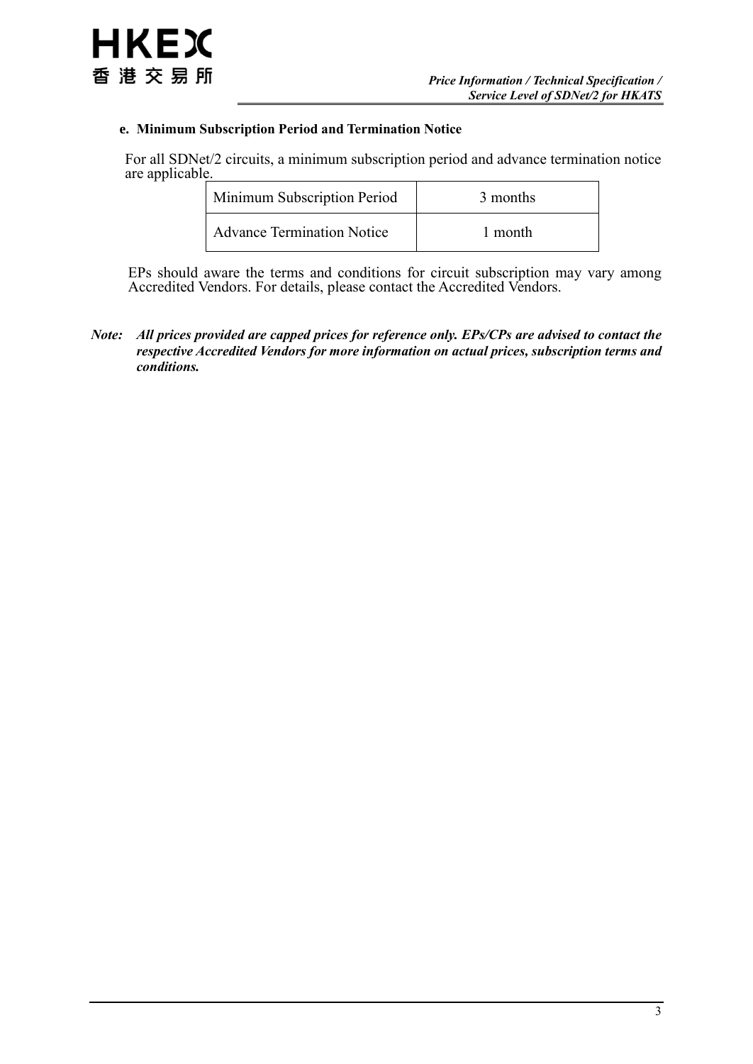**e. Minimum Subscription Period and Termination Notice**

For all SDNet/2 circuits, a minimum subscription period and advance termination notice are applicable.

| Minimum Subscription Period | 3 months |
|---|---|
| Advance Termination Notice | 1 month |

EPs should aware the terms and conditions for circuit subscription may vary among Accredited Vendors. For details, please contact the Accredited Vendors.

***Note:*** ***All prices provided are capped prices for reference only. EPs/CPs are advised to contact the respective Accredited Vendors for more information on actual prices, subscription terms and conditions.***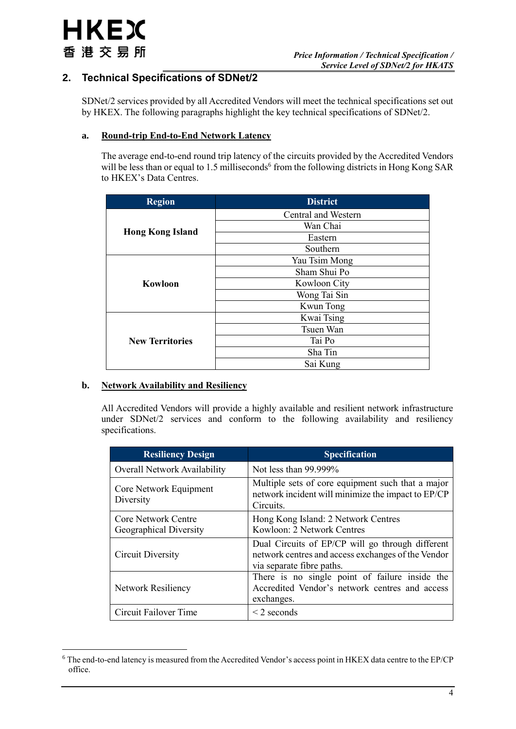## 2. Technical Specifications of SDNet/2

SDNet/2 services provided by all Accredited Vendors will meet the technical specifications set out by HKEX. The following paragraphs highlight the key technical specifications of SDNet/2.

### a. Round-trip End-to-End Network Latency

The average end-to-end round trip latency of the circuits provided by the Accredited Vendors will be less than or equal to 1.5 milliseconds[6] from the following districts in Hong Kong SAR to HKEX's Data Centres.

| Region | District |
|---|---|
| **Hong Kong Island** | Central and Western |
| | Wan Chai |
| | Eastern |
| | Southern |
| **Kowloon** | Yau Tsim Mong |
| | Sham Shui Po |
| | Kowloon City |
| | Wong Tai Sin |
| | Kwun Tong |
| **New Territories** | Kwai Tsing |
| | Tsuen Wan |
| | Tai Po |
| | Sha Tin |
| | Sai Kung |

### b. Network Availability and Resiliency

All Accredited Vendors will provide a highly available and resilient network infrastructure under SDNet/2 services and conform to the following availability and resiliency specifications.

| Resiliency Design | Specification |
|---|---|
| Overall Network Availability | Not less than 99.999% |
| Core Network Equipment Diversity | Multiple sets of core equipment such that a major network incident will minimize the impact to EP/CP Circuits. |
| Core Network Centre Geographical Diversity | Hong Kong Island: 2 Network Centres<br>Kowloon: 2 Network Centres |
| Circuit Diversity | Dual Circuits of EP/CP will go through different network centres and access exchanges of the Vendor via separate fibre paths. |
| Network Resiliency | There is no single point of failure inside the Accredited Vendor's network centres and access exchanges. |
| Circuit Failover Time | < 2 seconds |

[6] The end-to-end latency is measured from the Accredited Vendor's access point in HKEX data centre to the EP/CP office.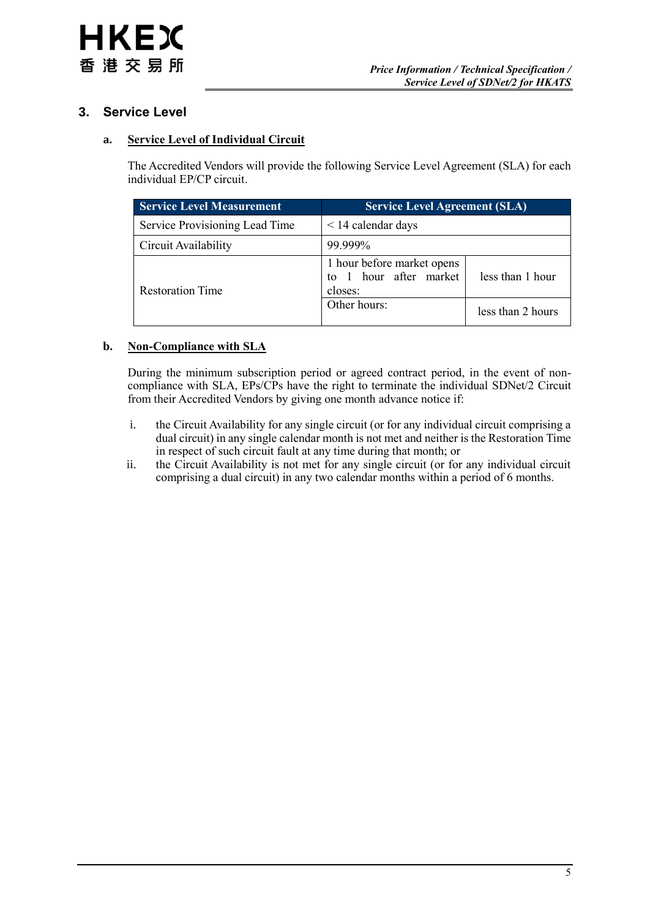## 3. Service Level

### a. Service Level of Individual Circuit

The Accredited Vendors will provide the following Service Level Agreement (SLA) for each individual EP/CP circuit.

| Service Level Measurement | Service Level Agreement (SLA) | |
|---|---|---|
| Service Provisioning Lead Time | < 14 calendar days | |
| Circuit Availability | 99.999% | |
| Restoration Time | 1 hour before market opens to 1 hour after market closes: | less than 1 hour |
| | Other hours: | less than 2 hours |

### b. Non-Compliance with SLA

During the minimum subscription period or agreed contract period, in the event of non-compliance with SLA, EPs/CPs have the right to terminate the individual SDNet/2 Circuit from their Accredited Vendors by giving one month advance notice if:

i. the Circuit Availability for any single circuit (or for any individual circuit comprising a dual circuit) in any single calendar month is not met and neither is the Restoration Time in respect of such circuit fault at any time during that month; or

ii. the Circuit Availability is not met for any single circuit (or for any individual circuit comprising a dual circuit) in any two calendar months within a period of 6 months.